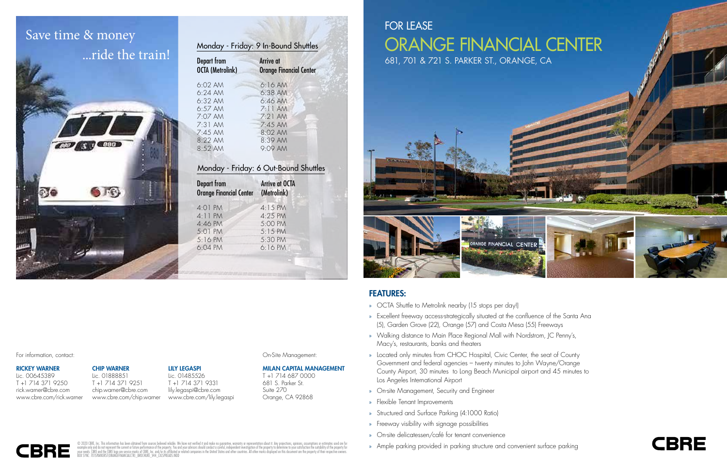# FOR LEASE

# ORANGE FINANCIAL CENTER

681, 701 & 721 S. PARKER ST., ORANGE, CA

## Save time & money ...ride the train!

### Monday - Friday: 9 In-Bound Shuttles

| Depart from OCTA (Metrolink) | Arrive at Orange Financial Center |
| --- | --- |
| 6:02 AM | 6:16 AM |
| 6:24 AM | 6:38 AM |
| 6:32 AM | 6:46 AM |
| 6:57 AM | 7:11 AM |
| 7:07 AM | 7:21 AM |
| 7:31 AM | 7:45 AM |
| 7:45 AM | 8:02 AM |
| 8:22 AM | 8:39 AM |
| 8:52 AM | 9:09 AM |

### Monday - Friday: 6 Out-Bound Shuttles

| Depart from Orange Financial Center | Arrive at OCTA (Metrolink) |
| --- | --- |
| 4:01 PM | 4:15 PM |
| 4:11 PM | 4:25 PM |
| 4:46 PM | 5:00 PM |
| 5:01 PM | 5:15 PM |
| 5:16 PM | 5:30 PM |
| 6:04 PM | 6:16 PM |

## FEATURES:

- OCTA Shuttle to Metrolink nearby (15 stops per day!)
- Excellent freeway access-strategically situated at the confluence of the Santa Ana (5), Garden Grove (22), Orange (57) and Costa Mesa (55) Freeways
- Walking distance to Main Place Regional Mall with Nordstrom, JC Penny's, Macy's, restaurants, banks and theaters
- Located only minutes from CHOC Hospital, Civic Center, the seat of County Government and federal agencies – twenty minutes to John Wayne/Orange County Airport, 30 minutes to Long Beach Municipal airport and 45 minutes to Los Angeles International Airport
- On-site Management, Security and Engineer
- Flexible Tenant Improvements
- Structured and Surface Parking (4:1000 Ratio)
- Freeway visibility with signage possibilities
- On-site delicatessen/café for tenant convenience
- Ample parking provided in parking structure and convenient surface parking

For information, contact:

**RICKEY WARNER**
Lic. 00645389
T +1 714 371 9250
rick.warner@cbre.com
www.cbre.com/rick.warner

**CHIP WARNER**
Lic. 01888851
T +1 714 371 9251
chip.warner@cbre.com
www.cbre.com/chip.warner

**LILY LEGASPI**
Lic. 01485526
T +1 714 371 9331
lily.legaspi@cbre.com
www.cbre.com/lily.legaspi

On-Site Management:

**MILAN CAPITAL MANAGEMENT**
T +1 714 687 0000
681 S. Parker St.
Suite 270
Orange, CA 92868

**CBRE**

© 2020 CBRE, Inc. This information has been obtained from sources believed reliable. We have not verified it and make no guarantee, warranty or representation about it. Any projections, opinions, assumptions or estimates used are for example only and do not represent the current or future performance of the property. You and your advisors should conduct a careful, independent investigation of the property to determine to your satisfaction the suitability of the property for your needs. CBRE and the CBRE logo are service marks of CBRE, Inc. and/or its affiliated or related companies in the United States and other countries. All other marks displayed on this document are the property of their respective owners.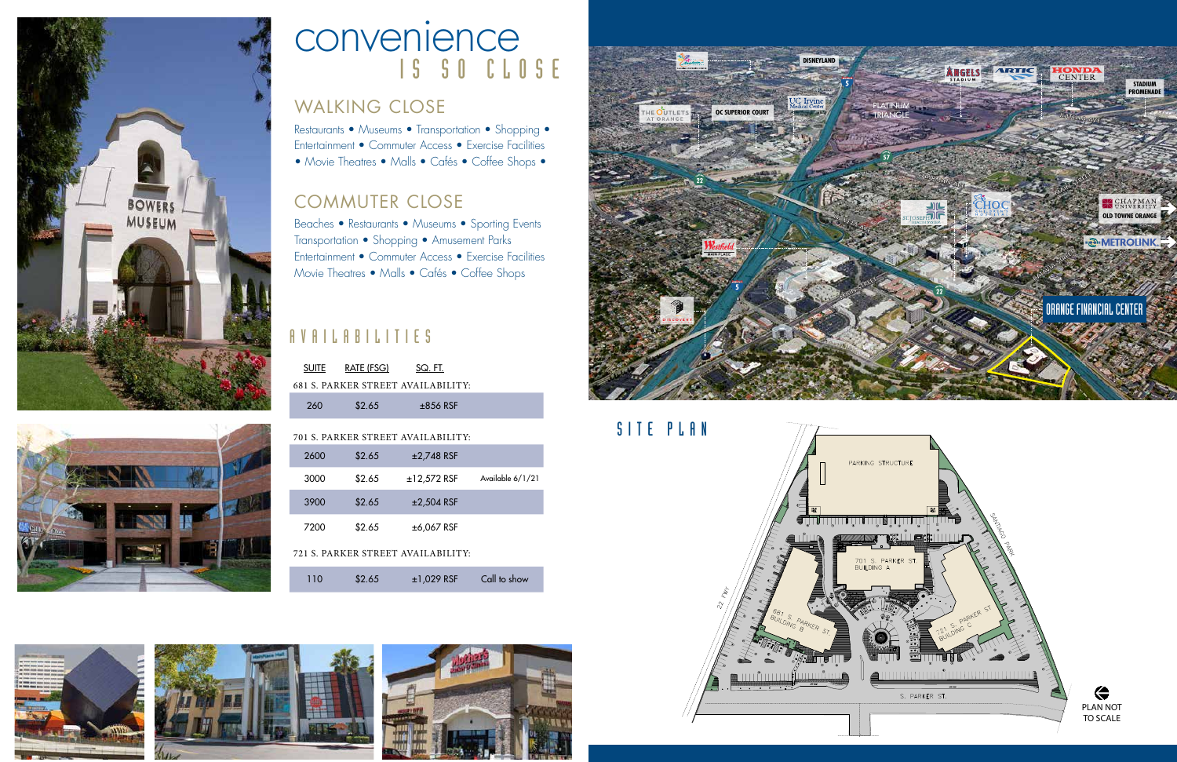# convenience IS SO CLOSE

## WALKING CLOSE

Restaurants • Museums • Transportation • Shopping • Entertainment • Commuter Access • Exercise Facilities • Movie Theatres • Malls • Cafés • Coffee Shops •

## COMMUTER CLOSE

Beaches • Restaurants • Museums • Sporting Events Transportation • Shopping • Amusement Parks Entertainment • Commuter Access • Exercise Facilities Movie Theatres • Malls • Cafés • Coffee Shops

## AVAILABILITIES

| SUITE | RATE (FSG) | SQ. FT. | |
|---|---|---|---|
| **681 S. PARKER STREET AVAILABILITY:** | | | |
| 260 | $2.65 | ±856 RSF | |
| **701 S. PARKER STREET AVAILABILITY:** | | | |
| 2600 | $2.65 | ±2,748 RSF | |
| 3000 | $2.65 | ±12,572 RSF | Available 6/1/21 |
| 3900 | $2.65 | ±2,504 RSF | |
| 7200 | $2.65 | ±6,067 RSF | |
| **721 S. PARKER STREET AVAILABILITY:** | | | |
| 110 | $2.65 | ±1,029 RSF | Call to show |

DISNEYLAND
ANGELS STADIUM
ARTIC
HONDA CENTER
STADIUM PROMENADE
THE OUTLETS AT ORANGE
OC SUPERIOR COURT
UC Irvine Medical Center
PLATINUM TRIANGLE
CHOC
ST. JOSEPH
CHAPMAN UNIVERSITY
OLD TOWNE ORANGE
METROLINK
Westfield MAIN PLACE
DISCOVERY
ORANGE FINANCIAL CENTER

## SITE PLAN

PARKING STRUCTURE
701 S. PARKER ST. BUILDING A
681 S. PARKER ST. BUILDING B
721 S. PARKER ST. BUILDING C
SANTIAGO PARK
22 FWY
S. PARKER ST.
PLAN NOT TO SCALE